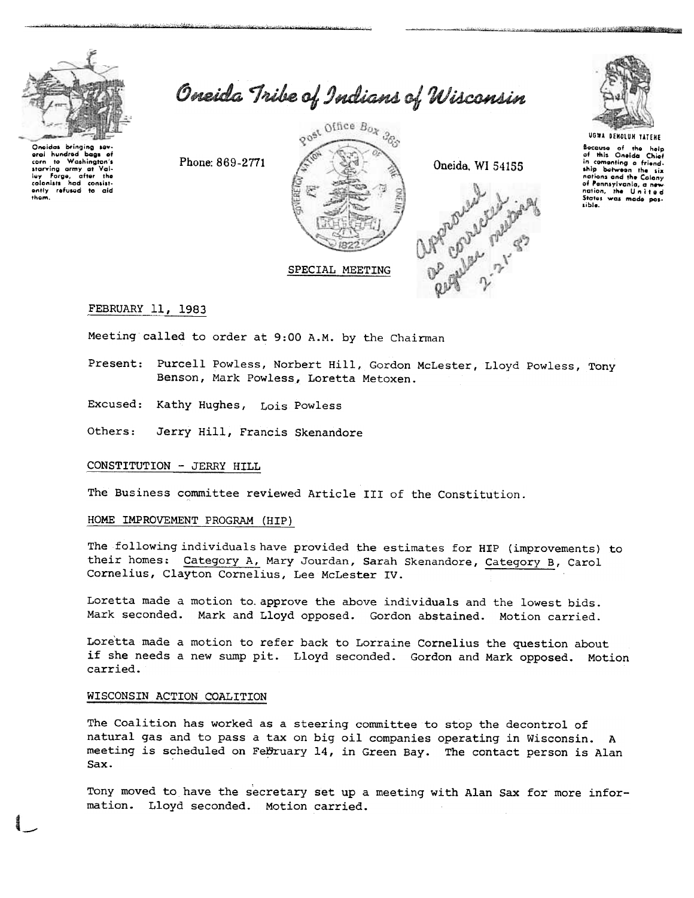# Oneida Tribe of Indians of Wisconsin

Oneidas bringing several hundred bags of corn to Washington's starving army at Valley Forge, after the colonists had consistently refused to aid them.

Phone: 869-2771

Post Office Box 365

Oneida, WI 54155

UGWA DEHOLUH YATEHE

Because of the help of this Oneida Chief in cementing a friendship between the six nations and the Colony of Pennsylvania, a new nation, the United States was made possible.

*Approved as corrected regular meeting 2-21-83*

SPECIAL MEETING

FEBRUARY 11, 1983

Meeting called to order at 9:00 A.M. by the Chairman

Present: Purcell Powless, Norbert Hill, Gordon McLester, Lloyd Powless, Tony Benson, Mark Powless, Loretta Metoxen.

Excused: Kathy Hughes, Lois Powless

Others: Jerry Hill, Francis Skenandore

## CONSTITUTION - JERRY HILL

The Business committee reviewed Article III of the Constitution.

## HOME IMPROVEMENT PROGRAM (HIP)

The following individuals have provided the estimates for HIP (improvements) to their homes: Category A, Mary Jourdan, Sarah Skenandore, Category B, Carol Cornelius, Clayton Cornelius, Lee McLester IV.

Loretta made a motion to approve the above individuals and the lowest bids. Mark seconded. Mark and Lloyd opposed. Gordon abstained. Motion carried.

Loretta made a motion to refer back to Lorraine Cornelius the question about if she needs a new sump pit. Lloyd seconded. Gordon and Mark opposed. Motion carried.

## WISCONSIN ACTION COALITION

The Coalition has worked as a steering committee to stop the decontrol of natural gas and to pass a tax on big oil companies operating in Wisconsin. A meeting is scheduled on February 14, in Green Bay. The contact person is Alan Sax.

Tony moved to have the secretary set up a meeting with Alan Sax for more information. Lloyd seconded. Motion carried.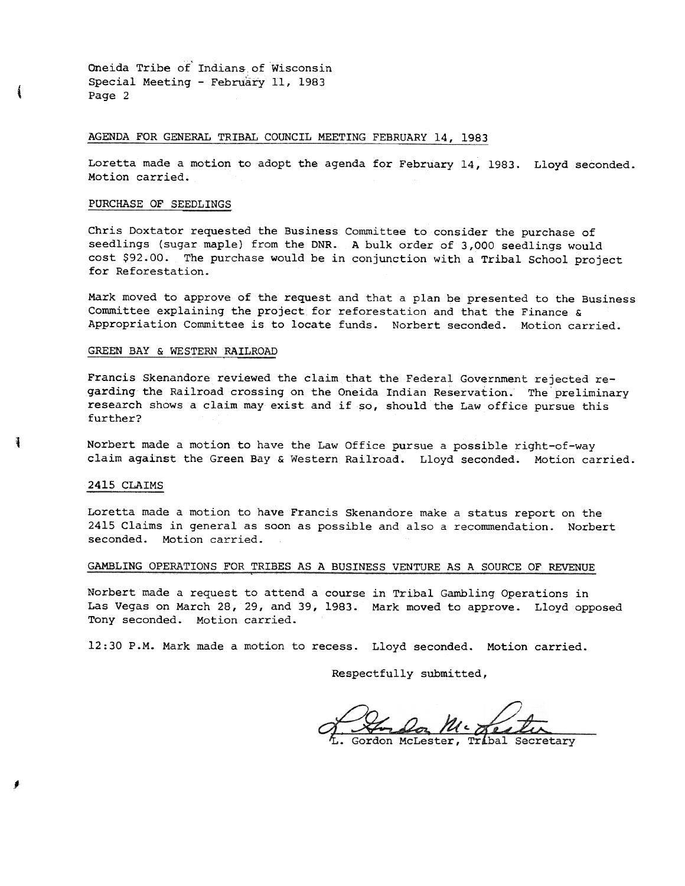Oneida Tribe of Indians of Wisconsin
Special Meeting - February 11, 1983
Page 2

## AGENDA FOR GENERAL TRIBAL COUNCIL MEETING FEBRUARY 14, 1983

Loretta made a motion to adopt the agenda for February 14, 1983. Lloyd seconded. Motion carried.

## PURCHASE OF SEEDLINGS

Chris Doxtator requested the Business Committee to consider the purchase of seedlings (sugar maple) from the DNR. A bulk order of 3,000 seedlings would cost $92.00. The purchase would be in conjunction with a Tribal School project for Reforestation.

Mark moved to approve of the request and that a plan be presented to the Business Committee explaining the project for reforestation and that the Finance & Appropriation Committee is to locate funds. Norbert seconded. Motion carried.

## GREEN BAY & WESTERN RAILROAD

Francis Skenandore reviewed the claim that the Federal Government rejected regarding the Railroad crossing on the Oneida Indian Reservation. The preliminary research shows a claim may exist and if so, should the Law office pursue this further?

Norbert made a motion to have the Law Office pursue a possible right-of-way claim against the Green Bay & Western Railroad. Lloyd seconded. Motion carried.

## 2415 CLAIMS

Loretta made a motion to have Francis Skenandore make a status report on the 2415 Claims in general as soon as possible and also a recommendation. Norbert seconded. Motion carried.

## GAMBLING OPERATIONS FOR TRIBES AS A BUSINESS VENTURE AS A SOURCE OF REVENUE

Norbert made a request to attend a course in Tribal Gambling Operations in Las Vegas on March 28, 29, and 39, 1983. Mark moved to approve. Lloyd opposed Tony seconded. Motion carried.

12:30 P.M. Mark made a motion to recess. Lloyd seconded. Motion carried.

Respectfully submitted,

L. Gordon McLester, Tribal Secretary